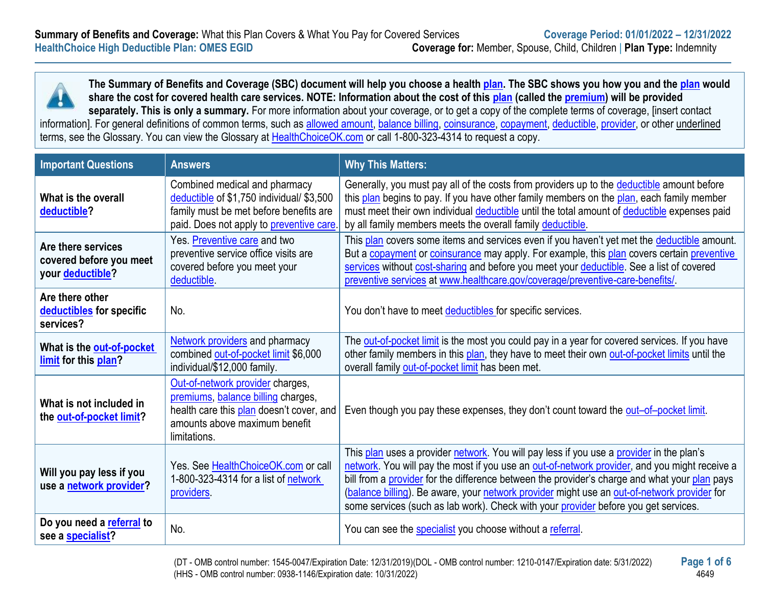**Summary of Benefits and Coverage:** What this Plan Covers & What You Pay for Covered Services

**Coverage Period: 01/01/2022 – 12/31/2022**

**HealthChoice High Deductible Plan: OMES EGID**

**Coverage for:** Member, Spouse, Child, Children | **Plan Type:** Indemnity

**The Summary of Benefits and Coverage (SBC) document will help you choose a health plan. The SBC shows you how you and the plan would share the cost for covered health care services. NOTE: Information about the cost of this plan (called the premium) will be provided separately. This is only a summary.** For more information about your coverage, or to get a copy of the complete terms of coverage, [insert contact information]. For general definitions of common terms, such as allowed amount, balance billing, coinsurance, copayment, deductible, provider, or other underlined terms, see the Glossary. You can view the Glossary at HealthChoiceOK.com or call 1-800-323-4314 to request a copy.

| Important Questions | Answers | Why This Matters: |
| --- | --- | --- |
| **What is the overall deductible?** | Combined medical and pharmacy deductible of $1,750 individual/ $3,500 family must be met before benefits are paid. Does not apply to preventive care. | Generally, you must pay all of the costs from providers up to the deductible amount before this plan begins to pay. If you have other family members on the plan, each family member must meet their own individual deductible until the total amount of deductible expenses paid by all family members meets the overall family deductible. |
| **Are there services covered before you meet your deductible?** | Yes. Preventive care and two preventive service office visits are covered before you meet your deductible. | This plan covers some items and services even if you haven't yet met the deductible amount. But a copayment or coinsurance may apply. For example, this plan covers certain preventive services without cost-sharing and before you meet your deductible. See a list of covered preventive services at www.healthcare.gov/coverage/preventive-care-benefits/. |
| **Are there other deductibles for specific services?** | No. | You don't have to meet deductibles for specific services. |
| **What is the out-of-pocket limit for this plan?** | Network providers and pharmacy combined out-of-pocket limit $6,000 individual/$12,000 family. | The out-of-pocket limit is the most you could pay in a year for covered services. If you have other family members in this plan, they have to meet their own out-of-pocket limits until the overall family out-of-pocket limit has been met. |
| **What is not included in the out-of-pocket limit?** | Out-of-network provider charges, premiums, balance billing charges, health care this plan doesn't cover, and amounts above maximum benefit limitations. | Even though you pay these expenses, they don't count toward the out–of–pocket limit. |
| **Will you pay less if you use a network provider?** | Yes. See HealthChoiceOK.com or call 1-800-323-4314 for a list of network providers. | This plan uses a provider network. You will pay less if you use a provider in the plan's network. You will pay the most if you use an out-of-network provider, and you might receive a bill from a provider for the difference between the provider's charge and what your plan pays (balance billing). Be aware, your network provider might use an out-of-network provider for some services (such as lab work). Check with your provider before you get services. |
| **Do you need a referral to see a specialist?** | No. | You can see the specialist you choose without a referral. |

(DT - OMB control number: 1545-0047/Expiration Date: 12/31/2019)(DOL - OMB control number: 1210-0147/Expiration date: 5/31/2022)
(HHS - OMB control number: 0938-1146/Expiration date: 10/31/2022)

4649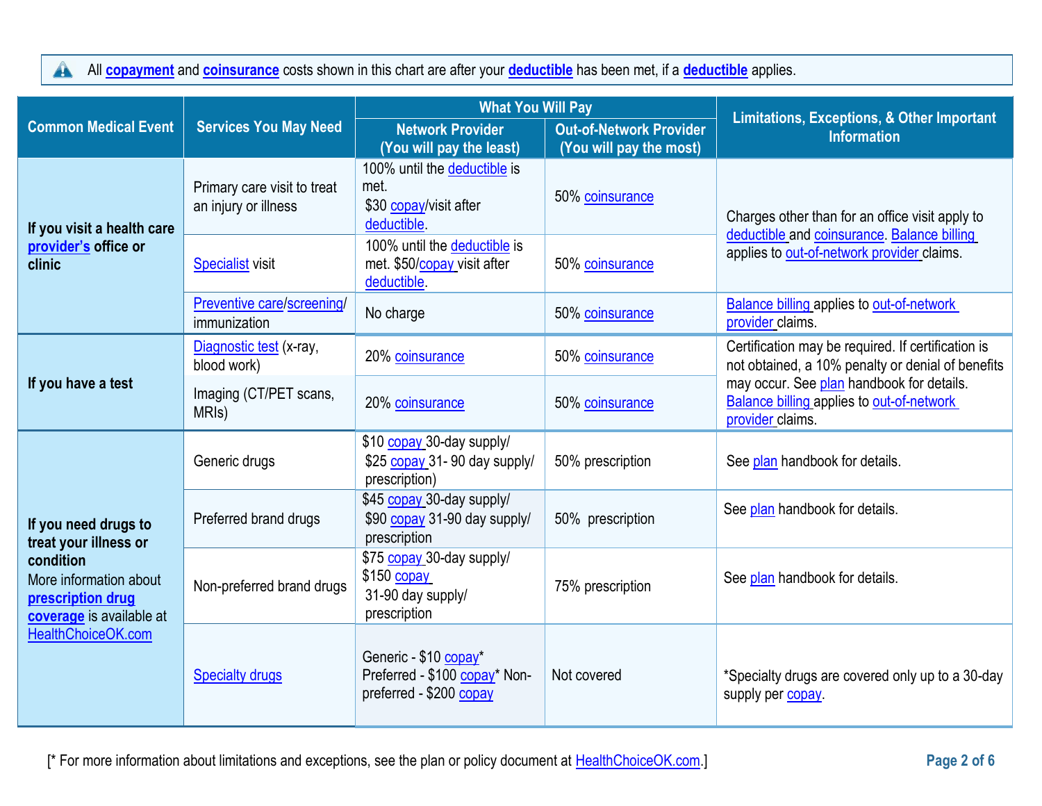All **copayment** and **coinsurance** costs shown in this chart are after your **deductible** has been met, if a **deductible** applies.

| Common Medical Event | Services You May Need | What You Will Pay | | Limitations, Exceptions, & Other Important Information |
|---|---|---|---|---|
| | | Network Provider (You will pay the least) | Out-of-Network Provider (You will pay the most) | |
| **If you visit a health care provider's office or clinic** | Primary care visit to treat an injury or illness | 100% until the deductible is met. $30 copay/visit after deductible. | 50% coinsurance | Charges other than for an office visit apply to deductible and coinsurance. Balance billing applies to out-of-network provider claims. |
| | Specialist visit | 100% until the deductible is met. $50/copay visit after deductible. | 50% coinsurance | |
| | Preventive care/screening/ immunization | No charge | 50% coinsurance | Balance billing applies to out-of-network provider claims. |
| **If you have a test** | Diagnostic test (x-ray, blood work) | 20% coinsurance | 50% coinsurance | Certification may be required. If certification is not obtained, a 10% penalty or denial of benefits may occur. See plan handbook for details. Balance billing applies to out-of-network provider claims. |
| | Imaging (CT/PET scans, MRIs) | 20% coinsurance | 50% coinsurance | |
| **If you need drugs to treat your illness or condition** More information about **prescription drug coverage** is available at HealthChoiceOK.com | Generic drugs | $10 copay 30-day supply/ $25 copay 31- 90 day supply/ prescription) | 50% prescription | See plan handbook for details. |
| | Preferred brand drugs | $45 copay 30-day supply/ $90 copay 31-90 day supply/ prescription | 50% prescription | See plan handbook for details. |
| | Non-preferred brand drugs | $75 copay 30-day supply/ $150 copay 31-90 day supply/ prescription | 75% prescription | See plan handbook for details. |
| | Specialty drugs | Generic - $10 copay* Preferred - $100 copay* Non-preferred - $200 copay | Not covered | *Specialty drugs are covered only up to a 30-day supply per copay. |

[* For more information about limitations and exceptions, see the plan or policy document at HealthChoiceOK.com.]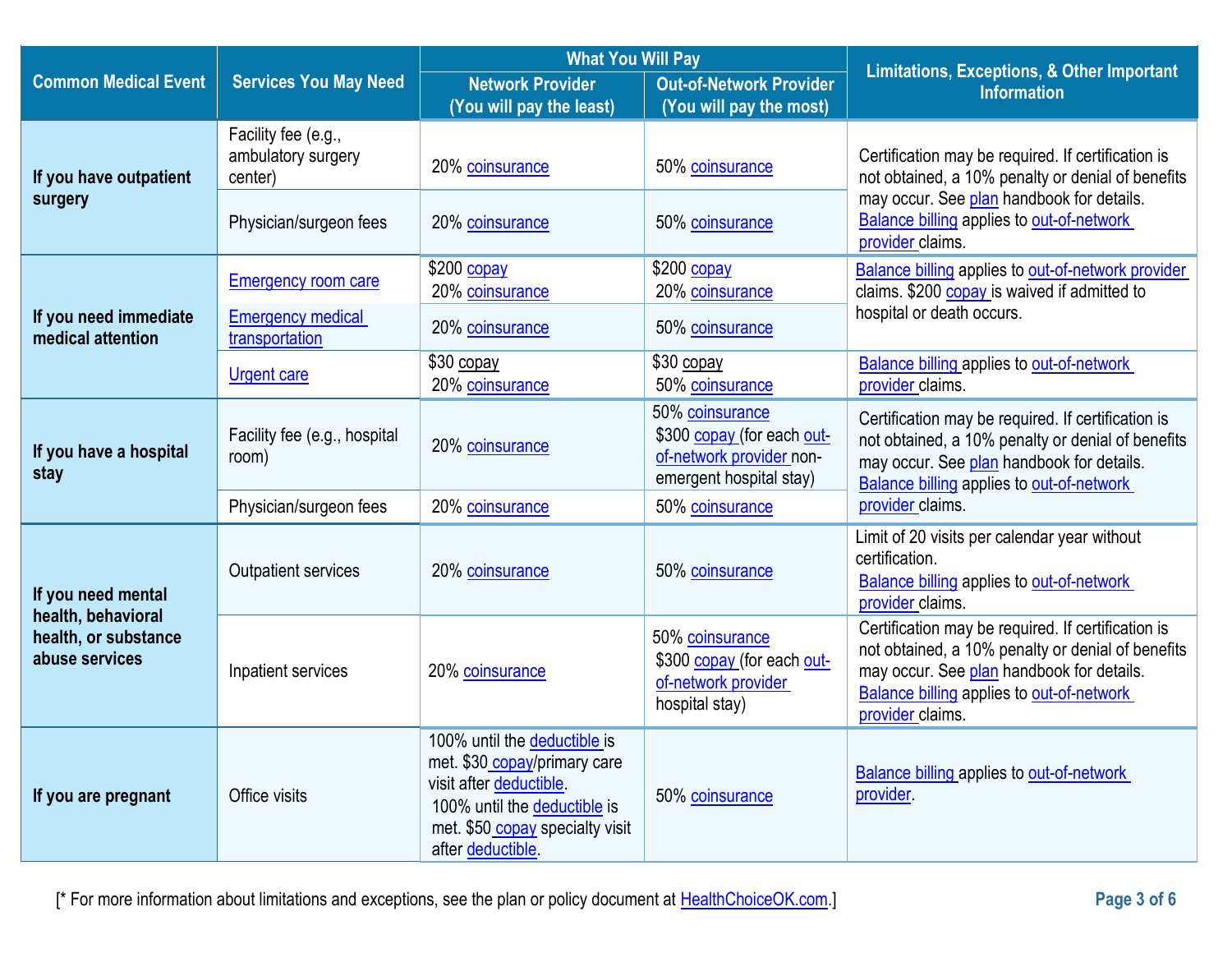| Common Medical Event | Services You May Need | What You Will Pay | | Limitations, Exceptions, & Other Important Information |
|---|---|---|---|---|
| | | Network Provider (You will pay the least) | Out-of-Network Provider (You will pay the most) | |
| If you have outpatient surgery | Facility fee (e.g., ambulatory surgery center) | 20% coinsurance | 50% coinsurance | Certification may be required. If certification is not obtained, a 10% penalty or denial of benefits may occur. See plan handbook for details. Balance billing applies to out-of-network provider claims. |
| | Physician/surgeon fees | 20% coinsurance | 50% coinsurance | |
| If you need immediate medical attention | Emergency room care | $200 copay 20% coinsurance | $200 copay 20% coinsurance | Balance billing applies to out-of-network provider claims. $200 copay is waived if admitted to hospital or death occurs. |
| | Emergency medical transportation | 20% coinsurance | 50% coinsurance | |
| | Urgent care | $30 copay 20% coinsurance | $30 copay 50% coinsurance | Balance billing applies to out-of-network provider claims. |
| If you have a hospital stay | Facility fee (e.g., hospital room) | 20% coinsurance | 50% coinsurance $300 copay (for each out-of-network provider non-emergent hospital stay) | Certification may be required. If certification is not obtained, a 10% penalty or denial of benefits may occur. See plan handbook for details. Balance billing applies to out-of-network provider claims. |
| | Physician/surgeon fees | 20% coinsurance | 50% coinsurance | |
| If you need mental health, behavioral health, or substance abuse services | Outpatient services | 20% coinsurance | 50% coinsurance | Limit of 20 visits per calendar year without certification. Balance billing applies to out-of-network provider claims. |
| | Inpatient services | 20% coinsurance | 50% coinsurance $300 copay (for each out-of-network provider hospital stay) | Certification may be required. If certification is not obtained, a 10% penalty or denial of benefits may occur. See plan handbook for details. Balance billing applies to out-of-network provider claims. |
| If you are pregnant | Office visits | 100% until the deductible is met. $30 copay/primary care visit after deductible. 100% until the deductible is met. $50 copay specialty visit after deductible. | 50% coinsurance | Balance billing applies to out-of-network provider. |

[* For more information about limitations and exceptions, see the plan or policy document at HealthChoiceOK.com.]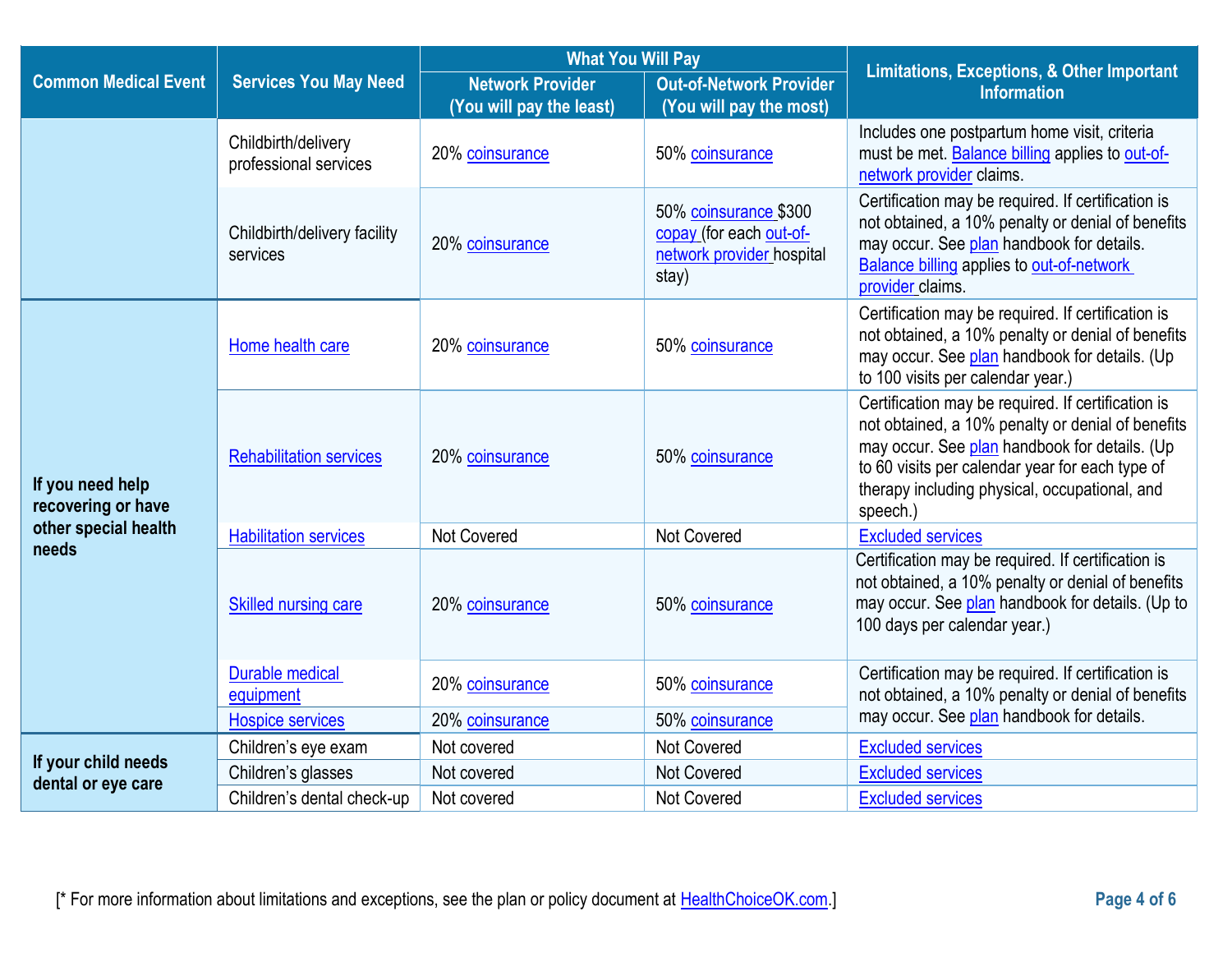| Common Medical Event | Services You May Need | What You Will Pay | | Limitations, Exceptions, & Other Important Information |
|---|---|---|---|---|
| | | Network Provider (You will pay the least) | Out-of-Network Provider (You will pay the most) | |
| | Childbirth/delivery professional services | 20% coinsurance | 50% coinsurance | Includes one postpartum home visit, criteria must be met. Balance billing applies to out-of-network provider claims. |
| | Childbirth/delivery facility services | 20% coinsurance | 50% coinsurance $300 copay (for each out-of-network provider hospital stay) | Certification may be required. If certification is not obtained, a 10% penalty or denial of benefits may occur. See plan handbook for details. Balance billing applies to out-of-network provider claims. |
| If you need help recovering or have other special health needs | Home health care | 20% coinsurance | 50% coinsurance | Certification may be required. If certification is not obtained, a 10% penalty or denial of benefits may occur. See plan handbook for details. (Up to 100 visits per calendar year.) |
| | Rehabilitation services | 20% coinsurance | 50% coinsurance | Certification may be required. If certification is not obtained, a 10% penalty or denial of benefits may occur. See plan handbook for details. (Up to 60 visits per calendar year for each type of therapy including physical, occupational, and speech.) |
| | Habilitation services | Not Covered | Not Covered | Excluded services |
| | Skilled nursing care | 20% coinsurance | 50% coinsurance | Certification may be required. If certification is not obtained, a 10% penalty or denial of benefits may occur. See plan handbook for details. (Up to 100 days per calendar year.) |
| | Durable medical equipment | 20% coinsurance | 50% coinsurance | Certification may be required. If certification is not obtained, a 10% penalty or denial of benefits may occur. See plan handbook for details. |
| | Hospice services | 20% coinsurance | 50% coinsurance | |
| If your child needs dental or eye care | Children's eye exam | Not covered | Not Covered | Excluded services |
| | Children's glasses | Not covered | Not Covered | Excluded services |
| | Children's dental check-up | Not covered | Not Covered | Excluded services |

[* For more information about limitations and exceptions, see the plan or policy document at HealthChoiceOK.com.]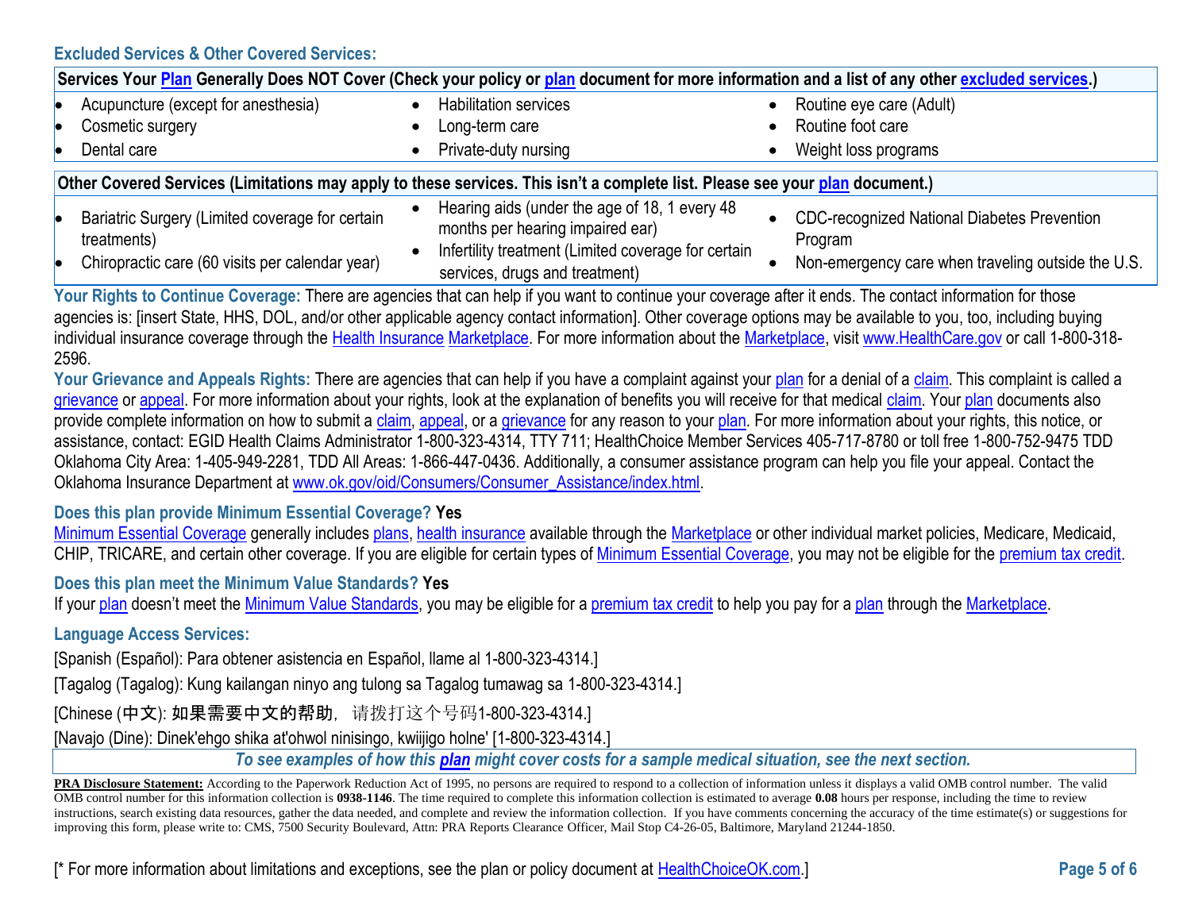## Excluded Services & Other Covered Services:

| Services Your Plan Generally Does NOT Cover (Check your policy or plan document for more information and a list of any other excluded services.) | | |
|---|---|---|
| • Acupuncture (except for anesthesia)<br>• Cosmetic surgery<br>• Dental care | • Habilitation services<br>• Long-term care<br>• Private-duty nursing | • Routine eye care (Adult)<br>• Routine foot care<br>• Weight loss programs |

| Other Covered Services (Limitations may apply to these services. This isn't a complete list. Please see your plan document.) | | |
|---|---|---|
| • Bariatric Surgery (Limited coverage for certain treatments)<br>• Chiropractic care (60 visits per calendar year) | • Hearing aids (under the age of 18, 1 every 48 months per hearing impaired ear)<br>• Infertility treatment (Limited coverage for certain services, drugs and treatment) | • CDC-recognized National Diabetes Prevention Program<br>• Non-emergency care when traveling outside the U.S. |

**Your Rights to Continue Coverage:** There are agencies that can help if you want to continue your coverage after it ends. The contact information for those agencies is: [insert State, HHS, DOL, and/or other applicable agency contact information]. Other coverage options may be available to you, too, including buying individual insurance coverage through the Health Insurance Marketplace. For more information about the Marketplace, visit www.HealthCare.gov or call 1-800-318-2596.

**Your Grievance and Appeals Rights:** There are agencies that can help if you have a complaint against your plan for a denial of a claim. This complaint is called a grievance or appeal. For more information about your rights, look at the explanation of benefits you will receive for that medical claim. Your plan documents also provide complete information on how to submit a claim, appeal, or a grievance for any reason to your plan. For more information about your rights, this notice, or assistance, contact: EGID Health Claims Administrator 1-800-323-4314, TTY 711; HealthChoice Member Services 405-717-8780 or toll free 1-800-752-9475 TDD Oklahoma City Area: 1-405-949-2281, TDD All Areas: 1-866-447-0436. Additionally, a consumer assistance program can help you file your appeal. Contact the Oklahoma Insurance Department at www.ok.gov/oid/Consumers/Consumer_Assistance/index.html.

**Does this plan provide Minimum Essential Coverage? Yes**

Minimum Essential Coverage generally includes plans, health insurance available through the Marketplace or other individual market policies, Medicare, Medicaid, CHIP, TRICARE, and certain other coverage. If you are eligible for certain types of Minimum Essential Coverage, you may not be eligible for the premium tax credit.

**Does this plan meet the Minimum Value Standards? Yes**

If your plan doesn't meet the Minimum Value Standards, you may be eligible for a premium tax credit to help you pay for a plan through the Marketplace.

**Language Access Services:**

[Spanish (Español): Para obtener asistencia en Español, llame al 1-800-323-4314.]

[Tagalog (Tagalog): Kung kailangan ninyo ang tulong sa Tagalog tumawag sa 1-800-323-4314.]

[Chinese (中文): 如果需要中文的帮助，请拨打这个号码1-800-323-4314.]

[Navajo (Dine): Dinek'ehgo shika at'ohwol ninisingo, kwiijigo holne' [1-800-323-4314.]

*To see examples of how this plan might cover costs for a sample medical situation, see the next section.*

**PRA Disclosure Statement:** According to the Paperwork Reduction Act of 1995, no persons are required to respond to a collection of information unless it displays a valid OMB control number. The valid OMB control number for this information collection is **0938-1146**. The time required to complete this information collection is estimated to average **0.08** hours per response, including the time to review instructions, search existing data resources, gather the data needed, and complete and review the information collection. If you have comments concerning the accuracy of the time estimate(s) or suggestions for improving this form, please write to: CMS, 7500 Security Boulevard, Attn: PRA Reports Clearance Officer, Mail Stop C4-26-05, Baltimore, Maryland 21244-1850.

[* For more information about limitations and exceptions, see the plan or policy document at HealthChoiceOK.com.]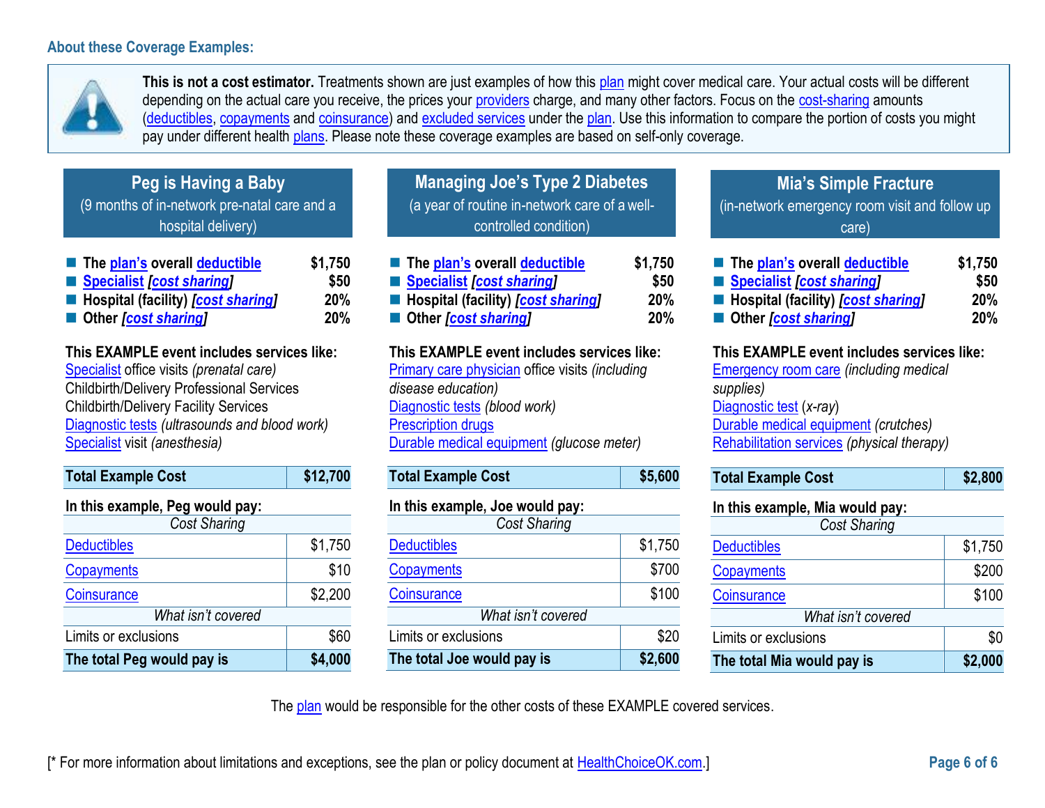### About these Coverage Examples:

**This is not a cost estimator.** Treatments shown are just examples of how this plan might cover medical care. Your actual costs will be different depending on the actual care you receive, the prices your providers charge, and many other factors. Focus on the cost-sharing amounts (deductibles, copayments and coinsurance) and excluded services under the plan. Use this information to compare the portion of costs you might pay under different health plans. Please note these coverage examples are based on self-only coverage.

## Peg is Having a Baby

(9 months of in-network pre-natal care and a hospital delivery)

- **The plan's overall deductible** **$1,750**
- **Specialist [cost sharing]** **$50**
- **Hospital (facility) [cost sharing]** **20%**
- **Other [cost sharing]** **20%**

**This EXAMPLE event includes services like:**
Specialist office visits *(prenatal care)*
Childbirth/Delivery Professional Services
Childbirth/Delivery Facility Services
Diagnostic tests *(ultrasounds and blood work)*
Specialist visit *(anesthesia)*

| **Total Example Cost** | **$12,700** |
|---|---|

**In this example, Peg would pay:**

| *Cost Sharing* | |
|---|---|
| Deductibles | $1,750 |
| Copayments | $10 |
| Coinsurance | $2,200 |
| *What isn't covered* | |
| Limits or exclusions | $60 |
| **The total Peg would pay is** | **$4,000** |

## Managing Joe's Type 2 Diabetes

(a year of routine in-network care of a well-controlled condition)

- **The plan's overall deductible** **$1,750**
- **Specialist [cost sharing]** **$50**
- **Hospital (facility) [cost sharing]** **20%**
- **Other [cost sharing]** **20%**

**This EXAMPLE event includes services like:**
Primary care physician office visits *(including disease education)*
Diagnostic tests *(blood work)*
Prescription drugs
Durable medical equipment *(glucose meter)*

| **Total Example Cost** | **$5,600** |
|---|---|

**In this example, Joe would pay:**

| *Cost Sharing* | |
|---|---|
| Deductibles | $1,750 |
| Copayments | $700 |
| Coinsurance | $100 |
| *What isn't covered* | |
| Limits or exclusions | $20 |
| **The total Joe would pay is** | **$2,600** |

## Mia's Simple Fracture

(in-network emergency room visit and follow up care)

- **The plan's overall deductible** **$1,750**
- **Specialist [cost sharing]** **$50**
- **Hospital (facility) [cost sharing]** **20%**
- **Other [cost sharing]** **20%**

**This EXAMPLE event includes services like:**
Emergency room care *(including medical supplies)*
Diagnostic test *(x-ray)*
Durable medical equipment *(crutches)*
Rehabilitation services *(physical therapy)*

| **Total Example Cost** | **$2,800** |
|---|---|

**In this example, Mia would pay:**

| *Cost Sharing* | |
|---|---|
| Deductibles | $1,750 |
| Copayments | $200 |
| Coinsurance | $100 |
| *What isn't covered* | |
| Limits or exclusions | $0 |
| **The total Mia would pay is** | **$2,000** |

The plan would be responsible for the other costs of these EXAMPLE covered services.

[* For more information about limitations and exceptions, see the plan or policy document at HealthChoiceOK.com.]